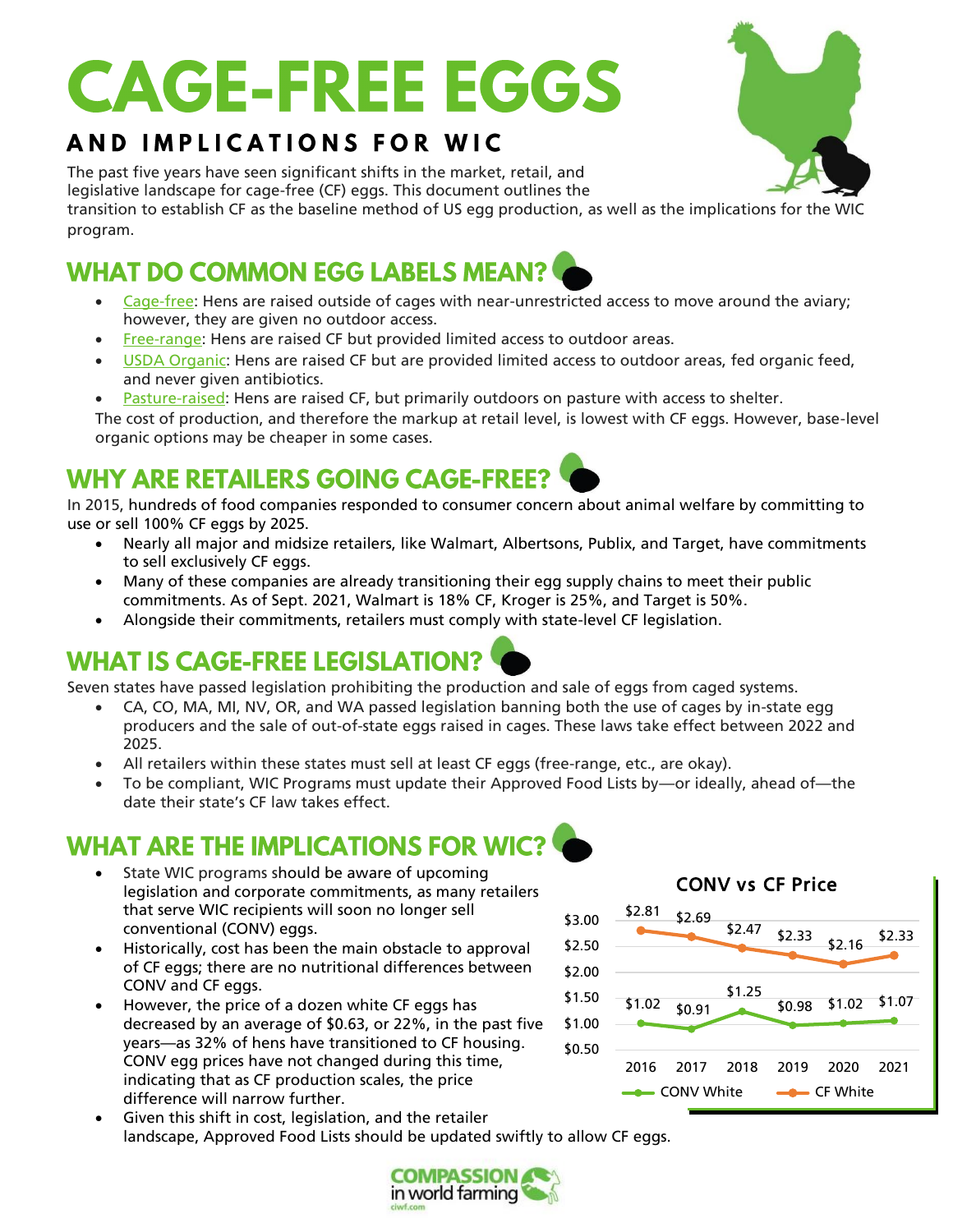# CAGE-FREE EGGS

## AND IMPLICATIONS FOR WIC

The past five years have seen significant shifts in the market, retail, and legislative landscape for cage-free (CF) eggs. This document outlines the transition to establish CF as the baseline method of US egg production, as well as the implications for the WIC program.

## WHAT DO COMMON EGG LABELS MEAN?

- Cage-free: Hens are raised outside of cages with near-unrestricted access to move around the aviary; however, they are given no outdoor access.
- Free-range: Hens are raised CF but provided limited access to outdoor areas.
- USDA Organic: Hens are raised CF but are provided limited access to outdoor areas, fed organic feed, and never given antibiotics.
- Pasture-raised: Hens are raised CF, but primarily outdoors on pasture with access to shelter.

The cost of production, and therefore the markup at retail level, is lowest with CF eggs. However, base-level organic options may be cheaper in some cases.

## WHY ARE RETAILERS GOING CAGE-FREE?

In 2015, hundreds of food companies responded to consumer concern about animal welfare by committing to use or sell 100% CF eggs by 2025.

- Nearly all major and midsize retailers, like Walmart, Albertsons, Publix, and Target, have commitments to sell exclusively CF eggs.
- Many of these companies are already transitioning their egg supply chains to meet their public commitments. As of Sept. 2021, Walmart is 18% CF, Kroger is 25%, and Target is 50%.
- Alongside their commitments, retailers must comply with state-level CF legislation.

## WHAT IS CAGE-FREE LEGISLATION?

Seven states have passed legislation prohibiting the production and sale of eggs from caged systems.

- CA, CO, MA, MI, NV, OR, and WA passed legislation banning both the use of cages by in-state egg producers and the sale of out-of-state eggs raised in cages. These laws take effect between 2022 and 2025.
- All retailers within these states must sell at least CF eggs (free-range, etc., are okay).
- To be compliant, WIC Programs must update their Approved Food Lists by—or ideally, ahead of—the date their state's CF law takes effect.

## WHAT ARE THE IMPLICATIONS FOR WIC?

- State WIC programs should be aware of upcoming legislation and corporate commitments, as many retailers that serve WIC recipients will soon no longer sell conventional (CONV) eggs.
- Historically, cost has been the main obstacle to approval of CF eggs; there are no nutritional differences between CONV and CF eggs.
- However, the price of a dozen white CF eggs has decreased by an average of $0.63, or 22%, in the past five years—as 32% of hens have transitioned to CF housing. CONV egg prices have not changed during this time, indicating that as CF production scales, the price difference will narrow further.
- Given this shift in cost, legislation, and the retailer landscape, Approved Food Lists should be updated swiftly to allow CF eggs.

**CONV vs CF Price**

| Year | CONV White | CF White |
|---|---|---|
| 2016 | $1.02 | $2.81 |
| 2017 | $0.91 | $2.69 |
| 2018 | $1.25 | $2.47 |
| 2019 | $0.98 | $2.33 |
| 2020 | $1.02 | $2.16 |
| 2021 | $1.07 | $2.33 |

COMPASSION in world farming
ciwf.com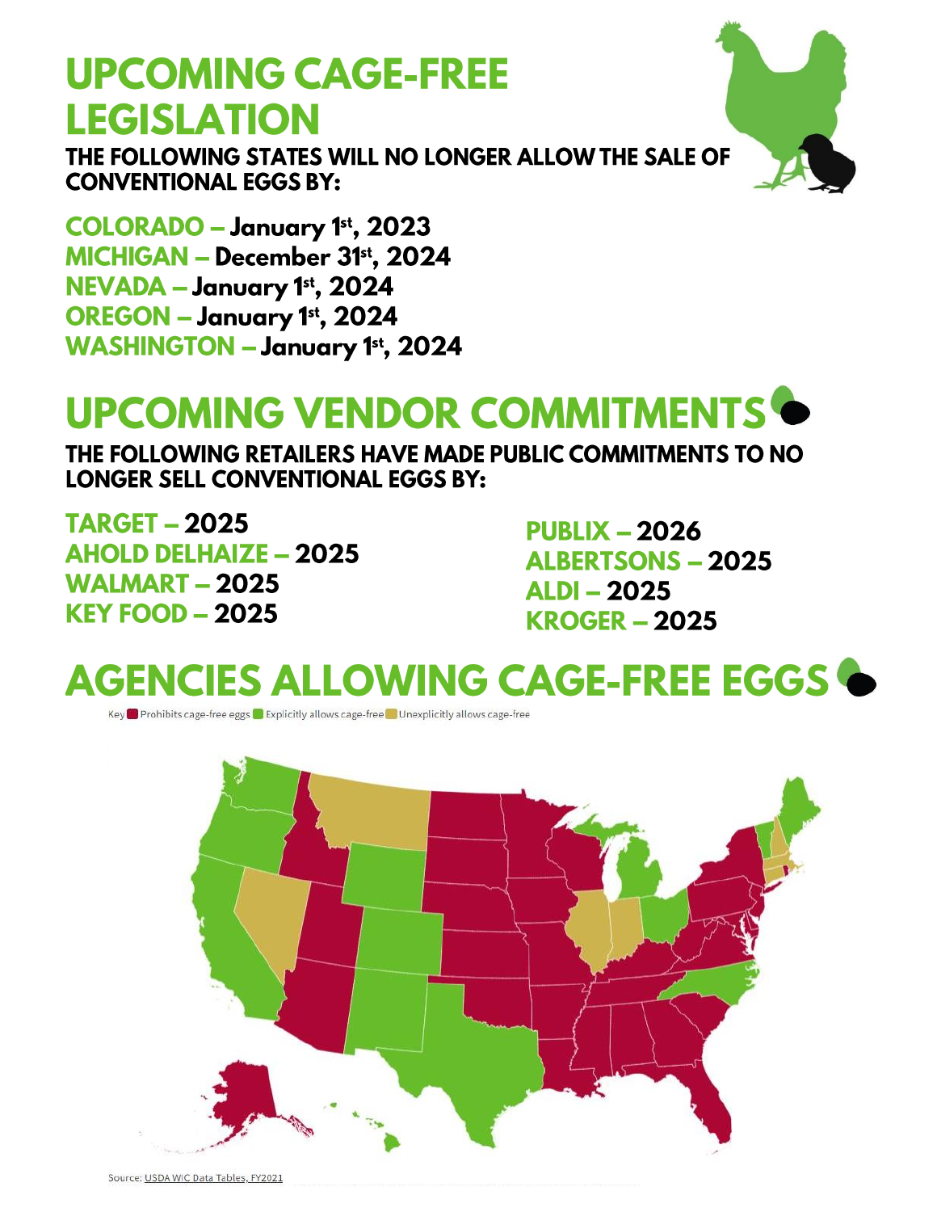# UPCOMING CAGE-FREE LEGISLATION

**THE FOLLOWING STATES WILL NO LONGER ALLOW THE SALE OF CONVENTIONAL EGGS BY:**

**COLORADO – January 1st, 2023**
**MICHIGAN – December 31st, 2024**
**NEVADA – January 1st, 2024**
**OREGON – January 1st, 2024**
**WASHINGTON – January 1st, 2024**

# UPCOMING VENDOR COMMITMENTS

**THE FOLLOWING RETAILERS HAVE MADE PUBLIC COMMITMENTS TO NO LONGER SELL CONVENTIONAL EGGS BY:**

**TARGET – 2025**
**AHOLD DELHAIZE – 2025**
**WALMART – 2025**
**KEY FOOD – 2025**
**PUBLIX – 2026**
**ALBERTSONS – 2025**
**ALDI – 2025**
**KROGER – 2025**

# AGENCIES ALLOWING CAGE-FREE EGGS

Key: Prohibits cage-free eggs, Explicitly allows cage-free, Unexplicitly allows cage-free

Source: USDA WIC Data Tables, FY2021